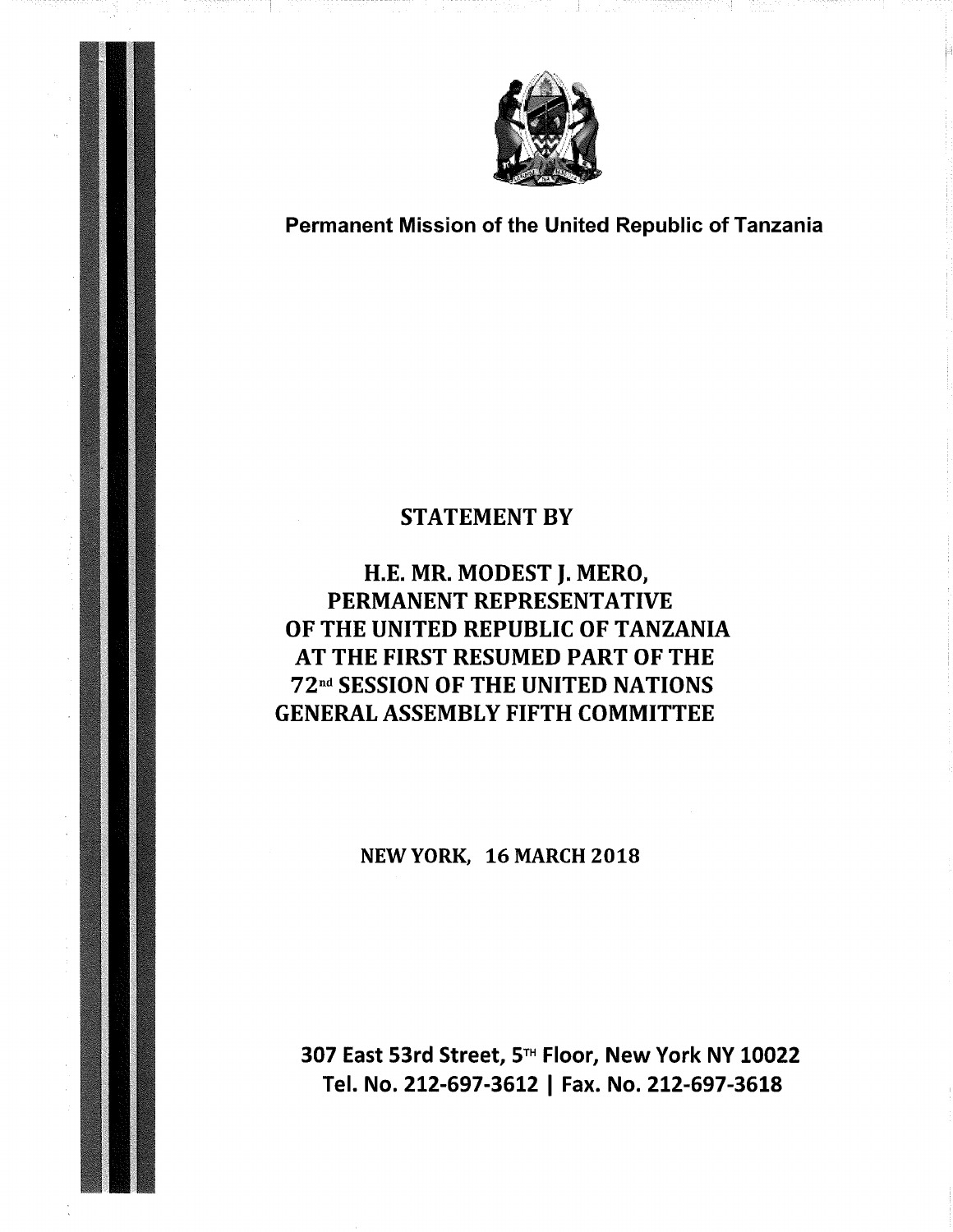**Permanent Mission of the United Republic of Tanzania**

# STATEMENT BY

## H.E. MR. MODEST J. MERO, PERMANENT REPRESENTATIVE OF THE UNITED REPUBLIC OF TANZANIA AT THE FIRST RESUMED PART OF THE 72nd SESSION OF THE UNITED NATIONS GENERAL ASSEMBLY FIFTH COMMITTEE

NEW YORK, 16 MARCH 2018

**307 East 53rd Street, 5TH Floor, New York NY 10022**
**Tel. No. 212-697-3612 | Fax. No. 212-697-3618**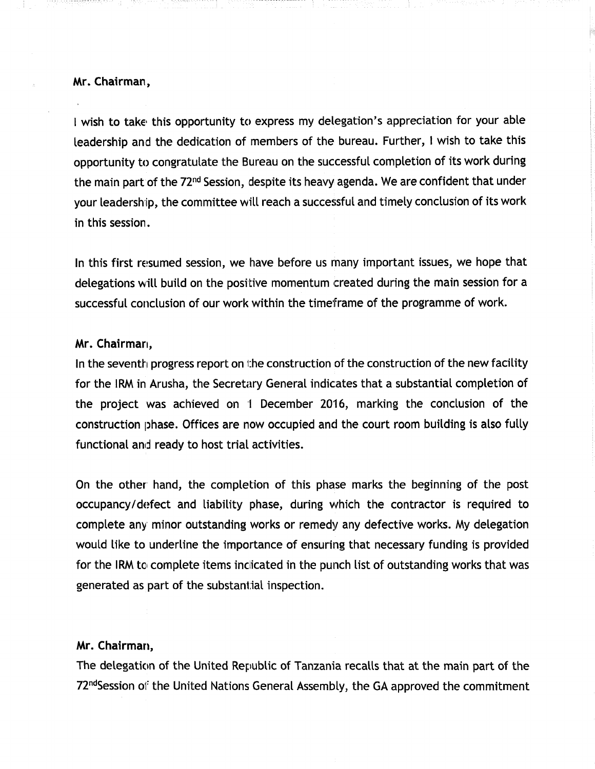**Mr. Chairman,**

I wish to take this opportunity to express my delegation's appreciation for your able leadership and the dedication of members of the bureau. Further, I wish to take this opportunity to congratulate the Bureau on the successful completion of its work during the main part of the 72nd Session, despite its heavy agenda. We are confident that under your leadership, the committee will reach a successful and timely conclusion of its work in this session.

In this first resumed session, we have before us many important issues, we hope that delegations will build on the positive momentum created during the main session for a successful conclusion of our work within the timeframe of the programme of work.

**Mr. Chairman,**

In the seventh progress report on the construction of the construction of the new facility for the IRM in Arusha, the Secretary General indicates that a substantial completion of the project was achieved on 1 December 2016, marking the conclusion of the construction phase. Offices are now occupied and the court room building is also fully functional and ready to host trial activities.

On the other hand, the completion of this phase marks the beginning of the post occupancy/defect and liability phase, during which the contractor is required to complete any minor outstanding works or remedy any defective works. My delegation would like to underline the importance of ensuring that necessary funding is provided for the IRM to complete items indicated in the punch list of outstanding works that was generated as part of the substantial inspection.

**Mr. Chairman,**

The delegation of the United Republic of Tanzania recalls that at the main part of the 72ndSession of the United Nations General Assembly, the GA approved the commitment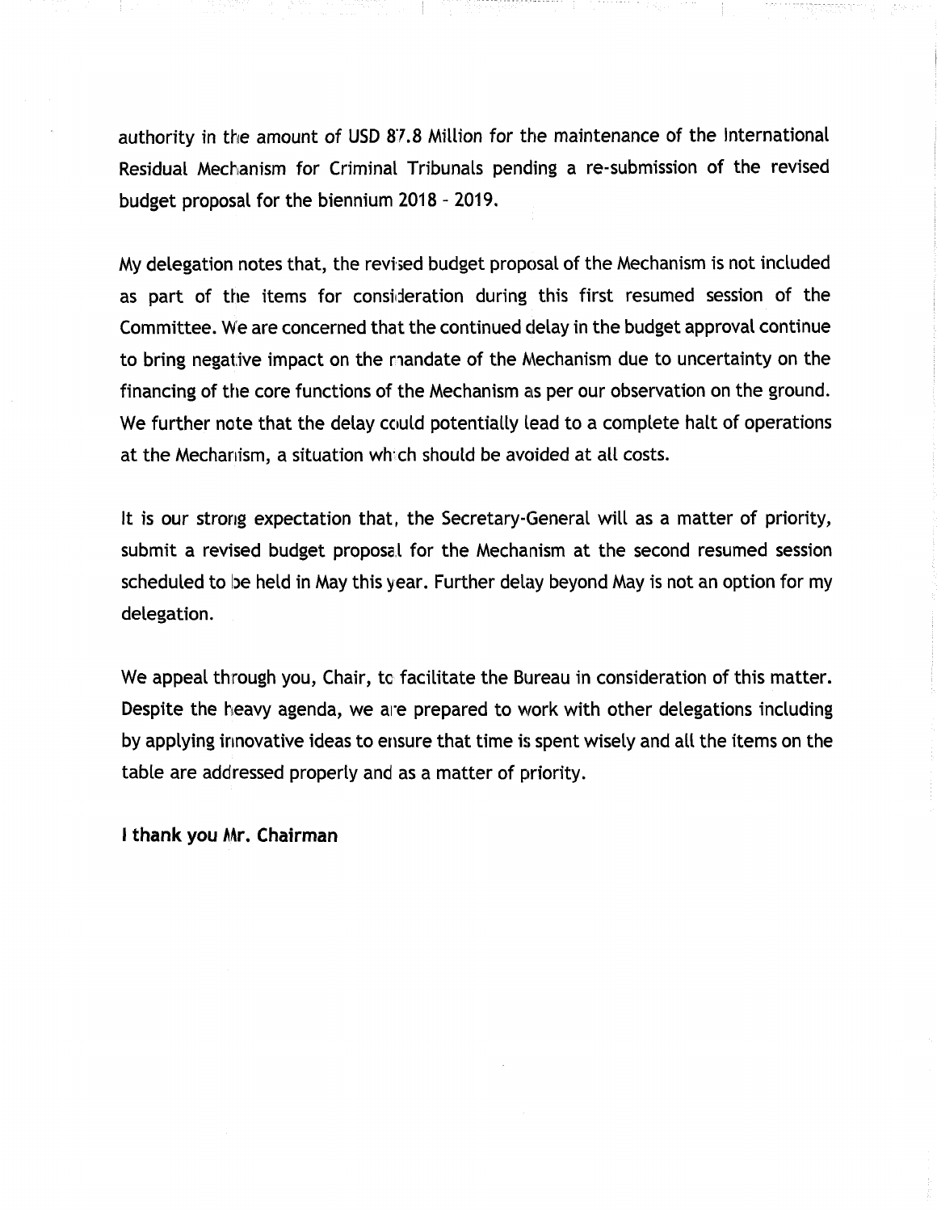authority in the amount of USD 87.8 Million for the maintenance of the International Residual Mechanism for Criminal Tribunals pending a re-submission of the revised budget proposal for the biennium 2018 - 2019.

My delegation notes that, the revised budget proposal of the Mechanism is not included as part of the items for consideration during this first resumed session of the Committee. We are concerned that the continued delay in the budget approval continue to bring negative impact on the mandate of the Mechanism due to uncertainty on the financing of the core functions of the Mechanism as per our observation on the ground. We further note that the delay could potentially lead to a complete halt of operations at the Mechanism, a situation which should be avoided at all costs.

It is our strong expectation that, the Secretary-General will as a matter of priority, submit a revised budget proposal for the Mechanism at the second resumed session scheduled to be held in May this year. Further delay beyond May is not an option for my delegation.

We appeal through you, Chair, to facilitate the Bureau in consideration of this matter. Despite the heavy agenda, we are prepared to work with other delegations including by applying innovative ideas to ensure that time is spent wisely and all the items on the table are addressed properly and as a matter of priority.

**I thank you Mr. Chairman**